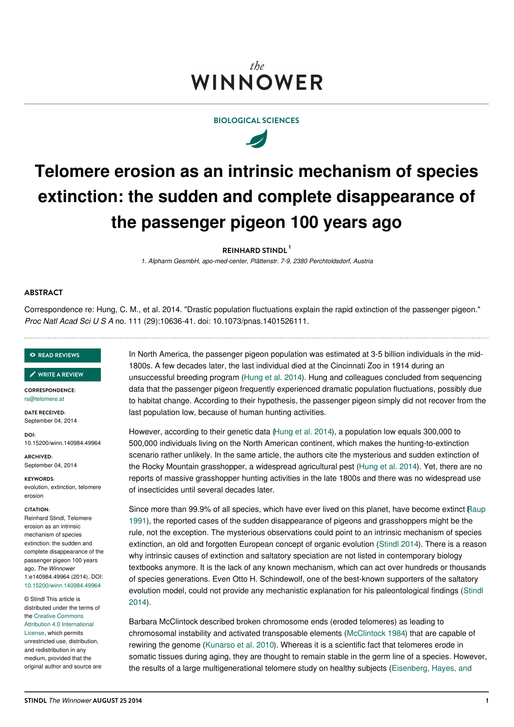the
WINNOWER

BIOLOGICAL SCIENCES

# Telomere erosion as an intrinsic mechanism of species extinction: the sudden and complete disappearance of the passenger pigeon 100 years ago

**REINHARD STINDL**[1]

*1. Alpharm GesmbH, apo-med-center, Plättenstr. 7-9, 2380 Perchtoldsdorf, Austria*

## ABSTRACT

Correspondence re: Hung, C. M., et al. 2014. "Drastic population fluctuations explain the rapid extinction of the passenger pigeon." *Proc Natl Acad Sci U S A* no. 111 (29):10636-41. doi: 10.1073/pnas.1401526111.

READ REVIEWS

WRITE A REVIEW

**CORRESPONDENCE:** rs@telomere.at

**DATE RECEIVED:** September 04, 2014

**DOI:** 10.15200/winn.140984.49964

**ARCHIVED:** September 04, 2014

**KEYWORDS:** evolution, extinction, telomere erosion

**CITATION:** Reinhard Stindl, Telomere erosion as an intrinsic mechanism of species extinction: the sudden and complete disappearance of the passenger pigeon 100 years ago, *The Winnower* 1:e140984.49964 (2014). DOI: 10.15200/winn.140984.49964

© Stindl This article is distributed under the terms of the Creative Commons Attribution 4.0 International License, which permits unrestricted use, distribution, and redistribution in any medium, provided that the original author and source are

In North America, the passenger pigeon population was estimated at 3-5 billion individuals in the mid-1800s. A few decades later, the last individual died at the Cincinnati Zoo in 1914 during an unsuccessful breeding program (Hung et al. 2014). Hung and colleagues concluded from sequencing data that the passenger pigeon frequently experienced dramatic population fluctuations, possibly due to habitat change. According to their hypothesis, the passenger pigeon simply did not recover from the last population low, because of human hunting activities.

However, according to their genetic data (Hung et al. 2014), a population low equals 300,000 to 500,000 individuals living on the North American continent, which makes the hunting-to-extinction scenario rather unlikely. In the same article, the authors cite the mysterious and sudden extinction of the Rocky Mountain grasshopper, a widespread agricultural pest (Hung et al. 2014). Yet, there are no reports of massive grasshopper hunting activities in the late 1800s and there was no widespread use of insecticides until several decades later.

Since more than 99.9% of all species, which have ever lived on this planet, have become extinct (Raup 1991), the reported cases of the sudden disappearance of pigeons and grasshoppers might be the rule, not the exception. The mysterious observations could point to an intrinsic mechanism of species extinction, an old and forgotten European concept of organic evolution (Stindl 2014). There is a reason why intrinsic causes of extinction and saltatory speciation are not listed in contemporary biology textbooks anymore. It is the lack of any known mechanism, which can act over hundreds or thousands of species generations. Even Otto H. Schindewolf, one of the best-known supporters of the saltatory evolution model, could not provide any mechanistic explanation for his paleontological findings (Stindl 2014).

Barbara McClintock described broken chromosome ends (eroded telomeres) as leading to chromosomal instability and activated transposable elements (McClintock 1984) that are capable of rewiring the genome (Kunarso et al. 2010). Whereas it is a scientific fact that telomeres erode in somatic tissues during aging, they are thought to remain stable in the germ line of a species. However, the results of a large multigenerational telomere study on healthy subjects (Eisenberg, Hayes, and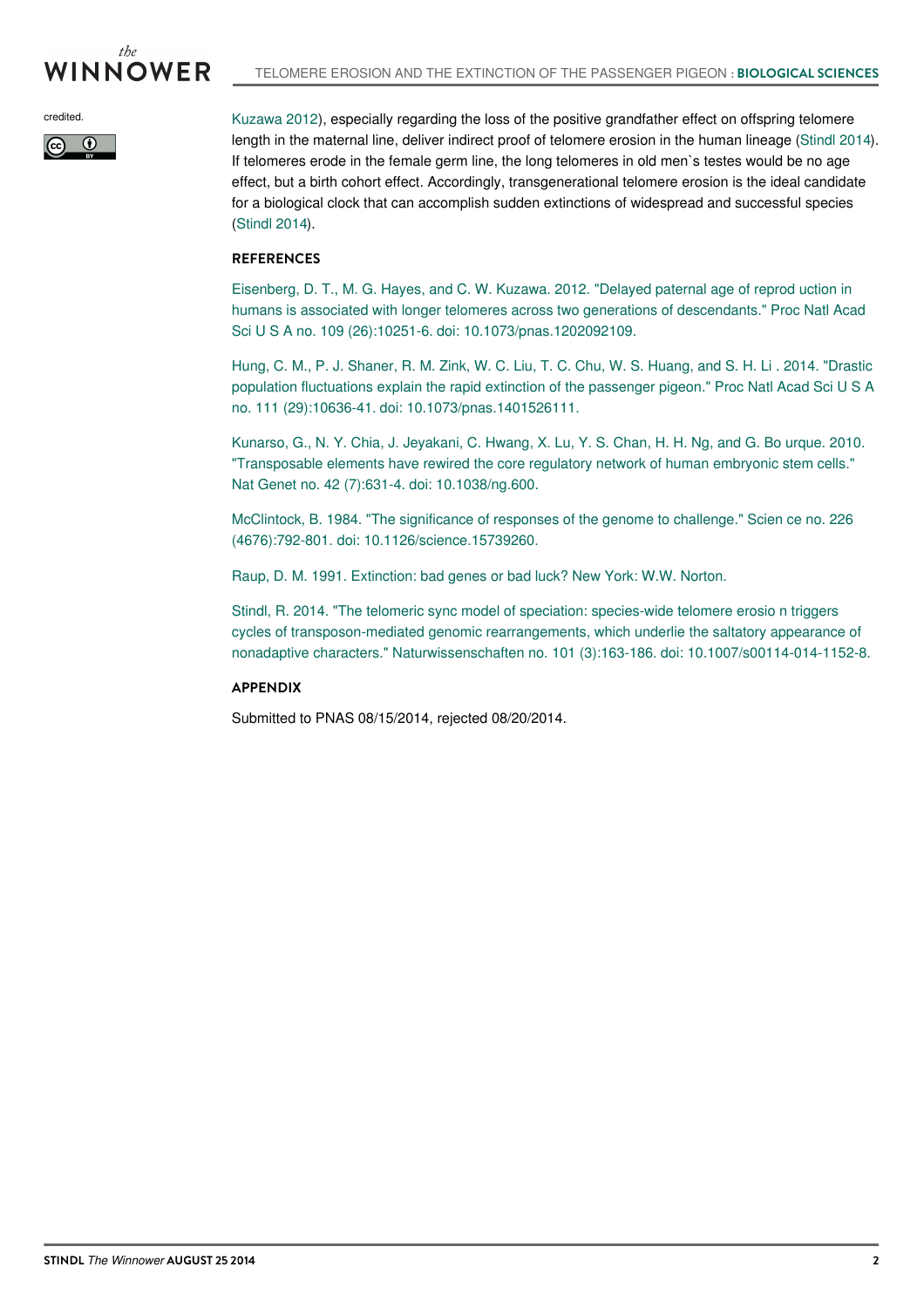credited.

Kuzawa 2012), especially regarding the loss of the positive grandfather effect on offspring telomere length in the maternal line, deliver indirect proof of telomere erosion in the human lineage (Stindl 2014). If telomeres erode in the female germ line, the long telomeres in old men`s testes would be no age effect, but a birth cohort effect. Accordingly, transgenerational telomere erosion is the ideal candidate for a biological clock that can accomplish sudden extinctions of widespread and successful species (Stindl 2014).

## REFERENCES

Eisenberg, D. T., M. G. Hayes, and C. W. Kuzawa. 2012. "Delayed paternal age of reprod uction in humans is associated with longer telomeres across two generations of descendants." Proc Natl Acad Sci U S A no. 109 (26):10251-6. doi: 10.1073/pnas.1202092109.

Hung, C. M., P. J. Shaner, R. M. Zink, W. C. Liu, T. C. Chu, W. S. Huang, and S. H. Li . 2014. "Drastic population fluctuations explain the rapid extinction of the passenger pigeon." Proc Natl Acad Sci U S A no. 111 (29):10636-41. doi: 10.1073/pnas.1401526111.

Kunarso, G., N. Y. Chia, J. Jeyakani, C. Hwang, X. Lu, Y. S. Chan, H. H. Ng, and G. Bo urque. 2010. "Transposable elements have rewired the core regulatory network of human embryonic stem cells." Nat Genet no. 42 (7):631-4. doi: 10.1038/ng.600.

McClintock, B. 1984. "The significance of responses of the genome to challenge." Scien ce no. 226 (4676):792-801. doi: 10.1126/science.15739260.

Raup, D. M. 1991. Extinction: bad genes or bad luck? New York: W.W. Norton.

Stindl, R. 2014. "The telomeric sync model of speciation: species-wide telomere erosio n triggers cycles of transposon-mediated genomic rearrangements, which underlie the saltatory appearance of nonadaptive characters." Naturwissenschaften no. 101 (3):163-186. doi: 10.1007/s00114-014-1152-8.

## APPENDIX

Submitted to PNAS 08/15/2014, rejected 08/20/2014.